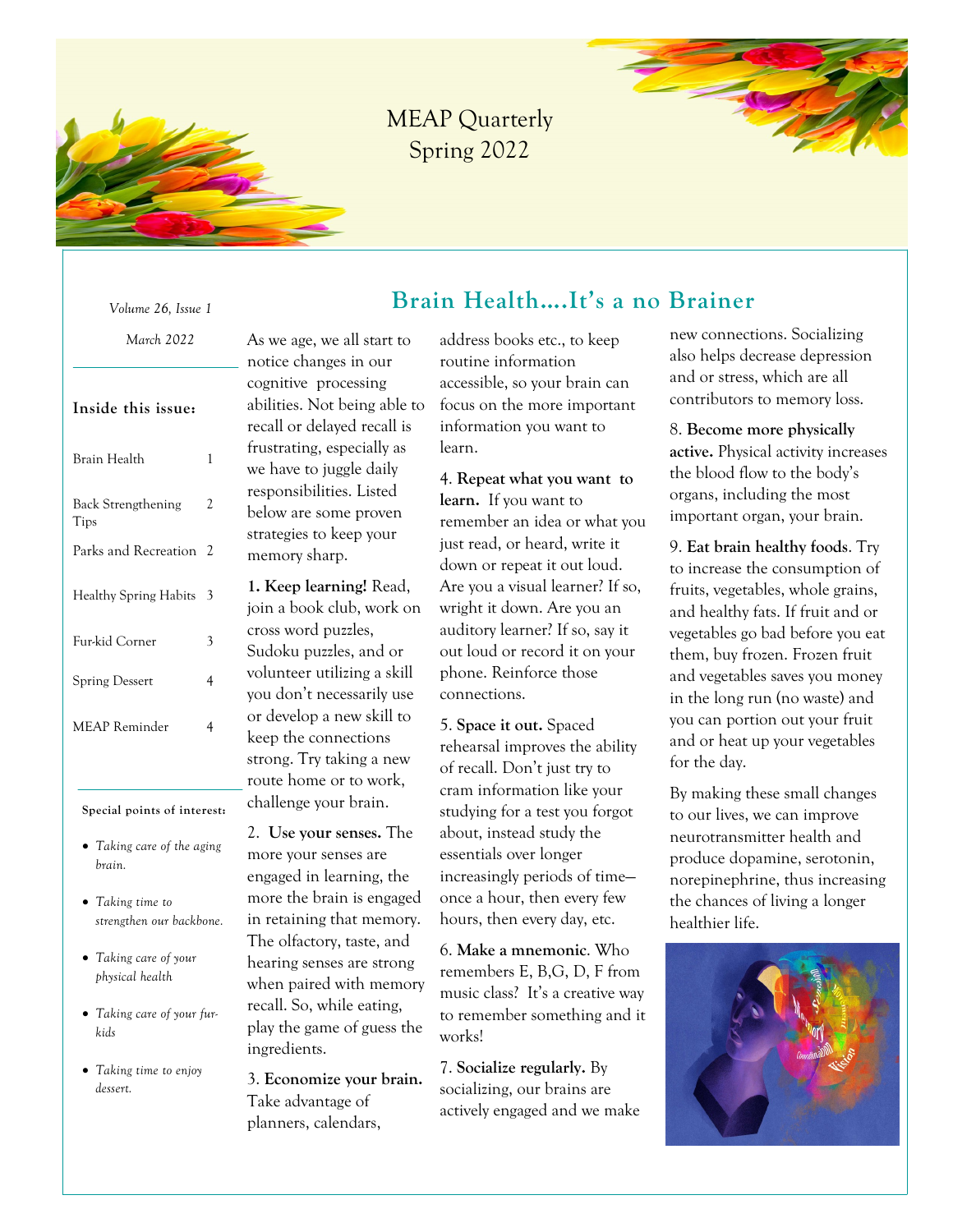# MEAP Quarterly
## Spring 2022

*Volume 26, Issue 1*

*March 2022*

**Inside this issue:**

| | |
|---|---|
| Brain Health | 1 |
| Back Strengthening Tips | 2 |
| Parks and Recreation | 2 |
| Healthy Spring Habits | 3 |
| Fur-kid Corner | 3 |
| Spring Dessert | 4 |
| MEAP Reminder | 4 |

**Special points of interest:**

- *Taking care of the aging brain.*
- *Taking time to strengthen our backbone.*
- *Taking care of your physical health*
- *Taking care of your fur-kids*
- *Taking time to enjoy dessert.*

## Brain Health....It's a no Brainer

As we age, we all start to notice changes in our cognitive processing abilities. Not being able to recall or delayed recall is frustrating, especially as we have to juggle daily responsibilities. Listed below are some proven strategies to keep your memory sharp.

**1. Keep learning!** Read, join a book club, work on cross word puzzles, Sudoku puzzles, and or volunteer utilizing a skill you don't necessarily use or develop a new skill to keep the connections strong. Try taking a new route home or to work, challenge your brain.

2. **Use your senses.** The more your senses are engaged in learning, the more the brain is engaged in retaining that memory. The olfactory, taste, and hearing senses are strong when paired with memory recall. So, while eating, play the game of guess the ingredients.

3. **Economize your brain.** Take advantage of planners, calendars, address books etc., to keep routine information accessible, so your brain can focus on the more important information you want to learn.

4. **Repeat what you want to learn.** If you want to remember an idea or what you just read, or heard, write it down or repeat it out loud. Are you a visual learner? If so, wright it down. Are you an auditory learner? If so, say it out loud or record it on your phone. Reinforce those connections.

5. **Space it out.** Spaced rehearsal improves the ability of recall. Don't just try to cram information like your studying for a test you forgot about, instead study the essentials over longer increasingly periods of time—once a hour, then every few hours, then every day, etc.

6. **Make a mnemonic**. Who remembers E, B,G, D, F from music class? It's a creative way to remember something and it works!

7. **Socialize regularly.** By socializing, our brains are actively engaged and we make new connections. Socializing also helps decrease depression and or stress, which are all contributors to memory loss.

8. **Become more physically active.** Physical activity increases the blood flow to the body's organs, including the most important organ, your brain.

9. **Eat brain healthy foods**. Try to increase the consumption of fruits, vegetables, whole grains, and healthy fats. If fruit and or vegetables go bad before you eat them, buy frozen. Frozen fruit and vegetables saves you money in the long run (no waste) and you can portion out your fruit and or heat up your vegetables for the day.

By making these small changes to our lives, we can improve neurotransmitter health and produce dopamine, serotonin, norepinephrine, thus increasing the chances of living a longer healthier life.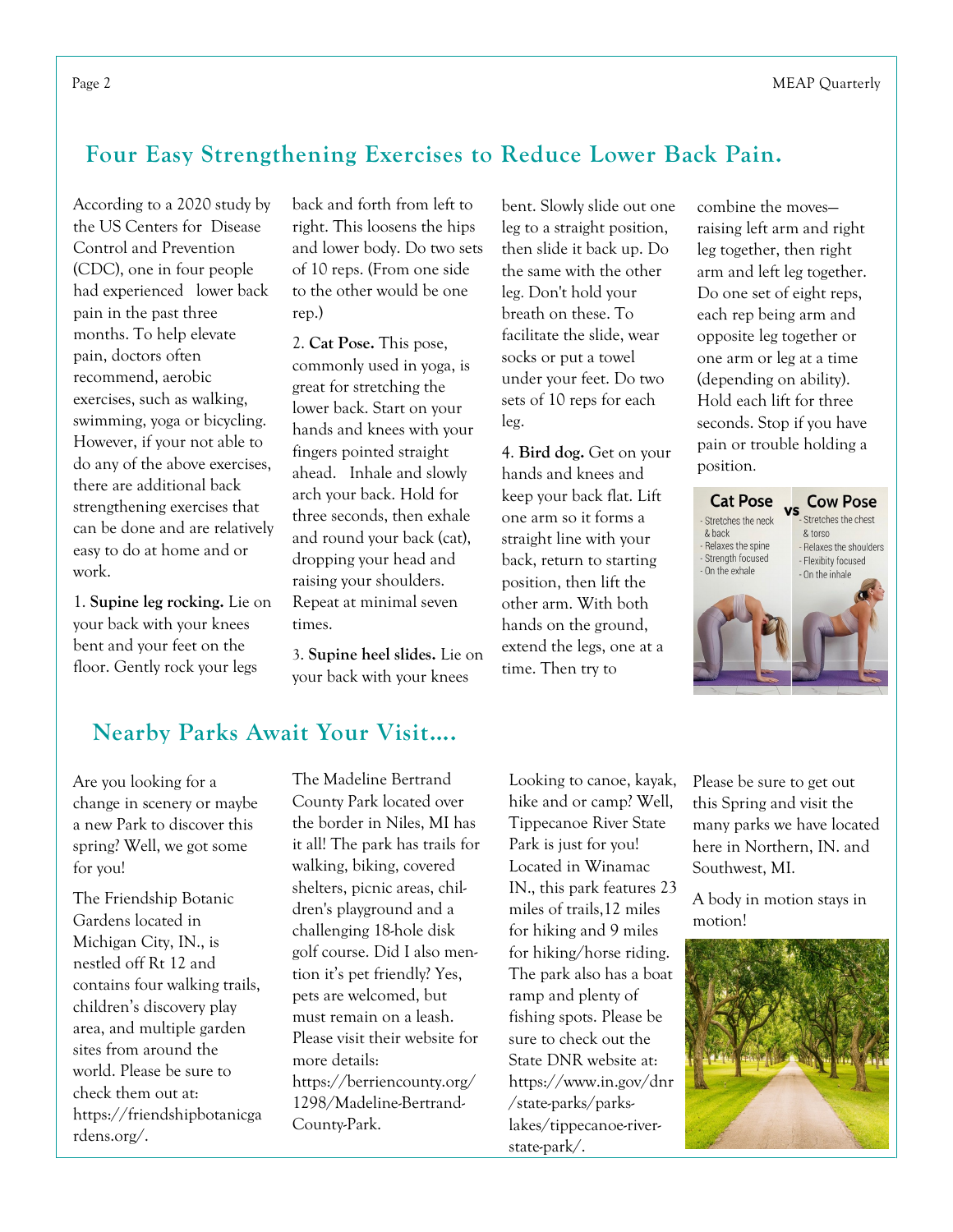## Four Easy Strengthening Exercises to Reduce Lower Back Pain.

According to a 2020 study by the US Centers for Disease Control and Prevention (CDC), one in four people had experienced lower back pain in the past three months. To help elevate pain, doctors often recommend, aerobic exercises, such as walking, swimming, yoga or bicycling. However, if your not able to do any of the above exercises, there are additional back strengthening exercises that can be done and are relatively easy to do at home and or work.

1. **Supine leg rocking.** Lie on your back with your knees bent and your feet on the floor. Gently rock your legs back and forth from left to right. This loosens the hips and lower body. Do two sets of 10 reps. (From one side to the other would be one rep.)

2. **Cat Pose.** This pose, commonly used in yoga, is great for stretching the lower back. Start on your hands and knees with your fingers pointed straight ahead. Inhale and slowly arch your back. Hold for three seconds, then exhale and round your back (cat), dropping your head and raising your shoulders. Repeat at minimal seven times.

3. **Supine heel slides.** Lie on your back with your knees bent. Slowly slide out one leg to a straight position, then slide it back up. Do the same with the other leg. Don't hold your breath on these. To facilitate the slide, wear socks or put a towel under your feet. Do two sets of 10 reps for each leg.

4. **Bird dog.** Get on your hands and knees and keep your back flat. Lift one arm so it forms a straight line with your back, return to starting position, then lift the other arm. With both hands on the ground, extend the legs, one at a time. Then try to combine the moves—raising left arm and right leg together, then right arm and left leg together. Do one set of eight reps, each rep being arm and opposite leg together or one arm or leg at a time (depending on ability). Hold each lift for three seconds. Stop if you have pain or trouble holding a position.

## Nearby Parks Await Your Visit....

Are you looking for a change in scenery or maybe a new Park to discover this spring? Well, we got some for you!

The Friendship Botanic Gardens located in Michigan City, IN., is nestled off Rt 12 and contains four walking trails, children's discovery play area, and multiple garden sites from around the world. Please be sure to check them out at: https://friendshipbotanicgardens.org/.

The Madeline Bertrand County Park located over the border in Niles, MI has it all! The park has trails for walking, biking, covered shelters, picnic areas, children's playground and a challenging 18-hole disk golf course. Did I also mention it's pet friendly? Yes, pets are welcomed, but must remain on a leash. Please visit their website for more details: https://berriencounty.org/1298/Madeline-Bertrand-County-Park.

Looking to canoe, kayak, hike and or camp? Well, Tippecanoe River State Park is just for you! Located in Winamac IN., this park features 23 miles of trails,12 miles for hiking and 9 miles for hiking/horse riding. The park also has a boat ramp and plenty of fishing spots. Please be sure to check out the State DNR website at: https://www.in.gov/dnr/state-parks/parks-lakes/tippecanoe-river-state-park/.

Please be sure to get out this Spring and visit the many parks we have located here in Northern, IN. and Southwest, MI.

A body in motion stays in motion!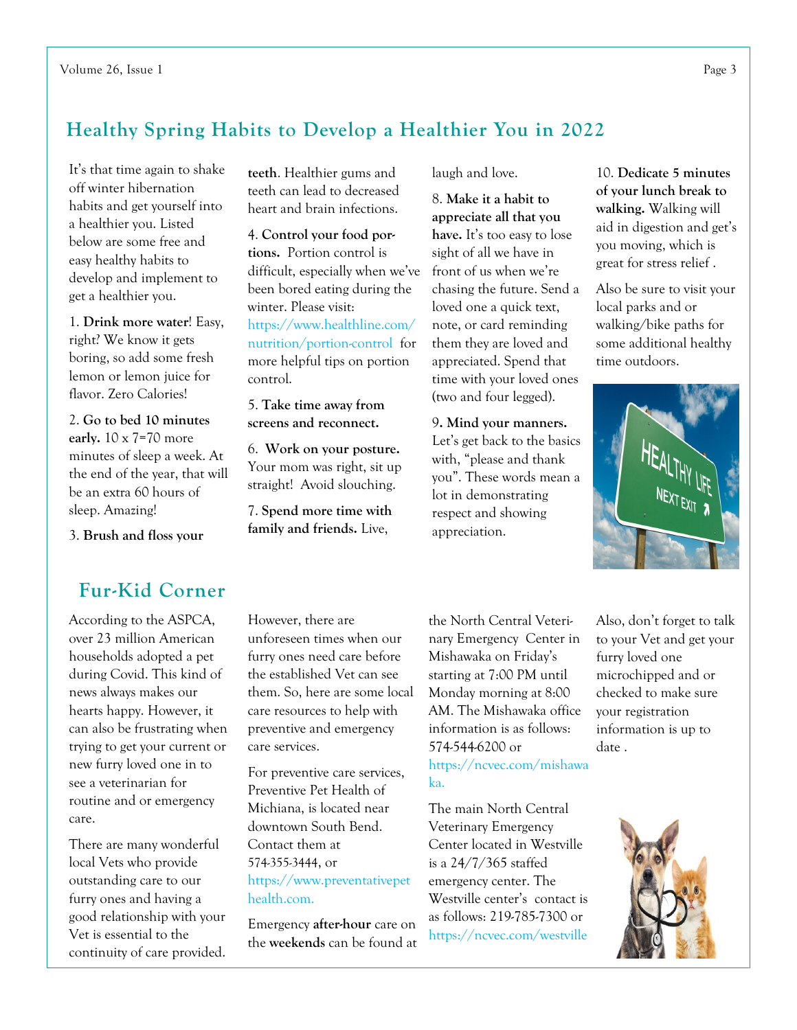## Healthy Spring Habits to Develop a Healthier You in 2022

It's that time again to shake off winter hibernation habits and get yourself into a healthier you. Listed below are some free and easy healthy habits to develop and implement to get a healthier you.

1. **Drink more water**! Easy, right? We know it gets boring, so add some fresh lemon or lemon juice for flavor. Zero Calories!

2. **Go to bed 10 minutes early.** 10 x 7=70 more minutes of sleep a week. At the end of the year, that will be an extra 60 hours of sleep. Amazing!

3. **Brush and floss your teeth**. Healthier gums and teeth can lead to decreased heart and brain infections.

4. **Control your food portions.** Portion control is difficult, especially when we've been bored eating during the winter. Please visit: https://www.healthline.com/nutrition/portion-control for more helpful tips on portion control.

5. **Take time away from screens and reconnect.**

6. **Work on your posture.** Your mom was right, sit up straight! Avoid slouching.

7. **Spend more time with family and friends.** Live, laugh and love.

8. **Make it a habit to appreciate all that you have.** It's too easy to lose sight of all we have in front of us when we're chasing the future. Send a loved one a quick text, note, or card reminding them they are loved and appreciated. Spend that time with your loved ones (two and four legged).

9**. Mind your manners.** Let's get back to the basics with, "please and thank you". These words mean a lot in demonstrating respect and showing appreciation.

10. **Dedicate 5 minutes of your lunch break to walking.** Walking will aid in digestion and get's you moving, which is great for stress relief .

Also be sure to visit your local parks and or walking/bike paths for some additional healthy time outdoors.

## Fur-Kid Corner

According to the ASPCA, over 23 million American households adopted a pet during Covid. This kind of news always makes our hearts happy. However, it can also be frustrating when trying to get your current or new furry loved one in to see a veterinarian for routine and or emergency care.

There are many wonderful local Vets who provide outstanding care to our furry ones and having a good relationship with your Vet is essential to the continuity of care provided. However, there are unforeseen times when our furry ones need care before the established Vet can see them. So, here are some local care resources to help with preventive and emergency care services.

For preventive care services, Preventive Pet Health of Michiana, is located near downtown South Bend. Contact them at 574-355-3444, or https://www.preventativepethealth.com.

Emergency **after-hour** care on the **weekends** can be found at the North Central Veterinary Emergency Center in Mishawaka on Friday's starting at 7:00 PM until Monday morning at 8:00 AM. The Mishawaka office information is as follows: 574-544-6200 or https://ncvec.com/mishawaka.

The main North Central Veterinary Emergency Center located in Westville is a 24/7/365 staffed emergency center. The Westville center's contact is as follows: 219-785-7300 or https://ncvec.com/westville

Also, don't forget to talk to your Vet and get your furry loved one microchipped and or checked to make sure your registration information is up to date .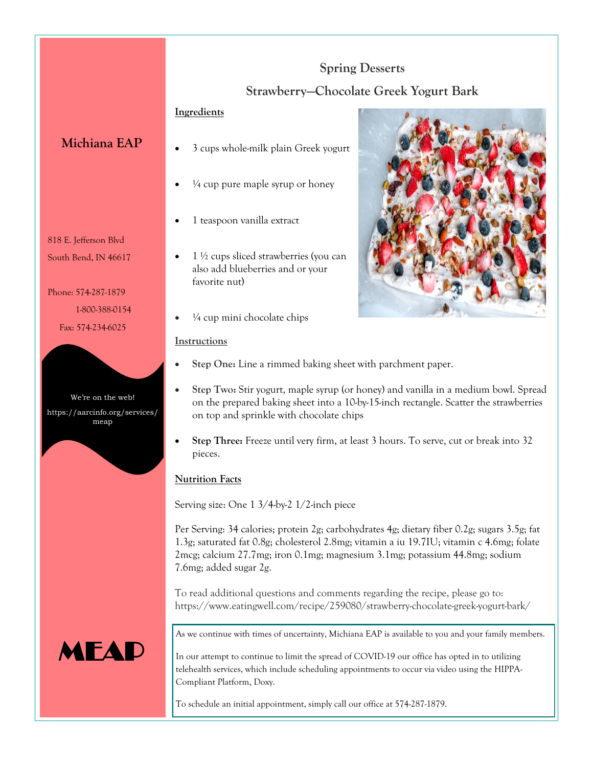## Spring Desserts

## Strawberry—Chocolate Greek Yogurt Bark

**Ingredients**

- 3 cups whole-milk plain Greek yogurt
- ¼ cup pure maple syrup or honey
- 1 teaspoon vanilla extract
- 1 ½ cups sliced strawberries (you can also add blueberries and or your favorite nut)
- ¼ cup mini chocolate chips

**Instructions**

- **Step One:** Line a rimmed baking sheet with parchment paper.
- **Step Two:** Stir yogurt, maple syrup (or honey) and vanilla in a medium bowl. Spread on the prepared baking sheet into a 10-by-15-inch rectangle. Scatter the strawberries on top and sprinkle with chocolate chips
- **Step Three:** Freeze until very firm, at least 3 hours. To serve, cut or break into 32 pieces.

**Nutrition Facts**

Serving size: One 1 3/4-by-2 1/2-inch piece

Per Serving: 34 calories; protein 2g; carbohydrates 4g; dietary fiber 0.2g; sugars 3.5g; fat 1.3g; saturated fat 0.8g; cholesterol 2.8mg; vitamin a iu 19.7IU; vitamin c 4.6mg; folate 2mcg; calcium 27.7mg; iron 0.1mg; magnesium 3.1mg; potassium 44.8mg; sodium 7.6mg; added sugar 2g.

To read additional questions and comments regarding the recipe, please go to: https://www.eatingwell.com/recipe/259080/strawberry-chocolate-greek-yogurt-bark/

As we continue with times of uncertainty, Michiana EAP is available to you and your family members.

In our attempt to continue to limit the spread of COVID-19 our office has opted in to utilizing telehealth services, which include scheduling appointments to occur via video using the HIPPA-Compliant Platform, Doxy.

To schedule an initial appointment, simply call our office at 574-287-1879.

## Michiana EAP

818 E. Jefferson Blvd
South Bend, IN 46617

Phone: 574-287-1879
1-800-388-0154
Fax: 574-234-6025

We're on the web!
https://aarcinfo.org/services/meap

MEAP